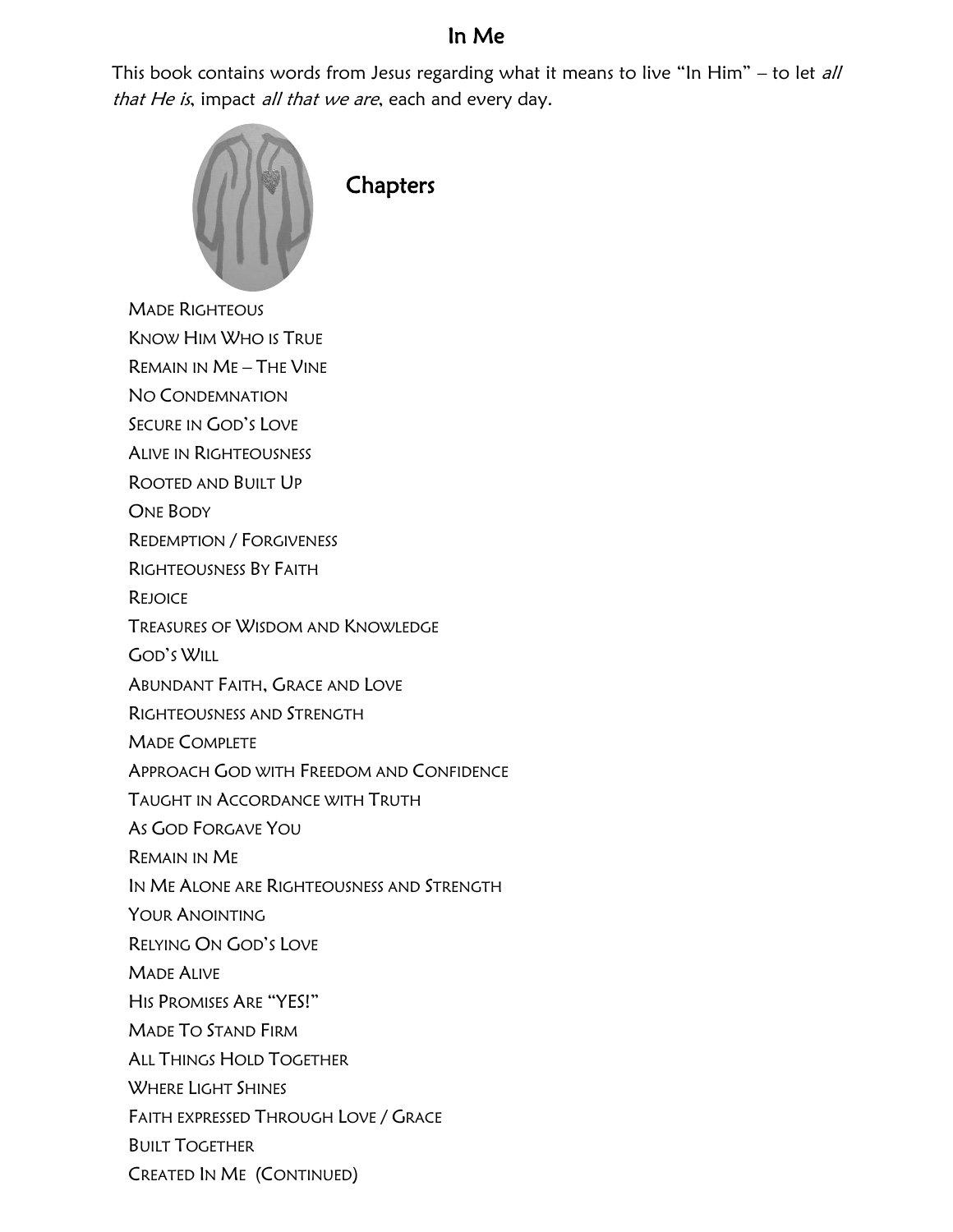# In Me

This book contains words from Jesus regarding what it means to live "In Him" – to let *all that He is*, impact *all that we are*, each and every day.

## Chapters

- Made Righteous
- Know Him Who is True
- Remain in Me – The Vine
- No Condemnation
- Secure in God's Love
- Alive in Righteousness
- Rooted and Built Up
- One Body
- Redemption / Forgiveness
- Righteousness By Faith
- Rejoice
- Treasures of Wisdom and Knowledge
- God's Will
- Abundant Faith, Grace and Love
- Righteousness and Strength
- Made Complete
- Approach God with Freedom and Confidence
- Taught in Accordance with Truth
- As God Forgave You
- Remain in Me
- In Me Alone are Righteousness and Strength
- Your Anointing
- Relying On God's Love
- Made Alive
- His Promises Are "YES!"
- Made To Stand Firm
- All Things Hold Together
- Where Light Shines
- Faith expressed Through Love / Grace
- Built Together
- Created In Me (Continued)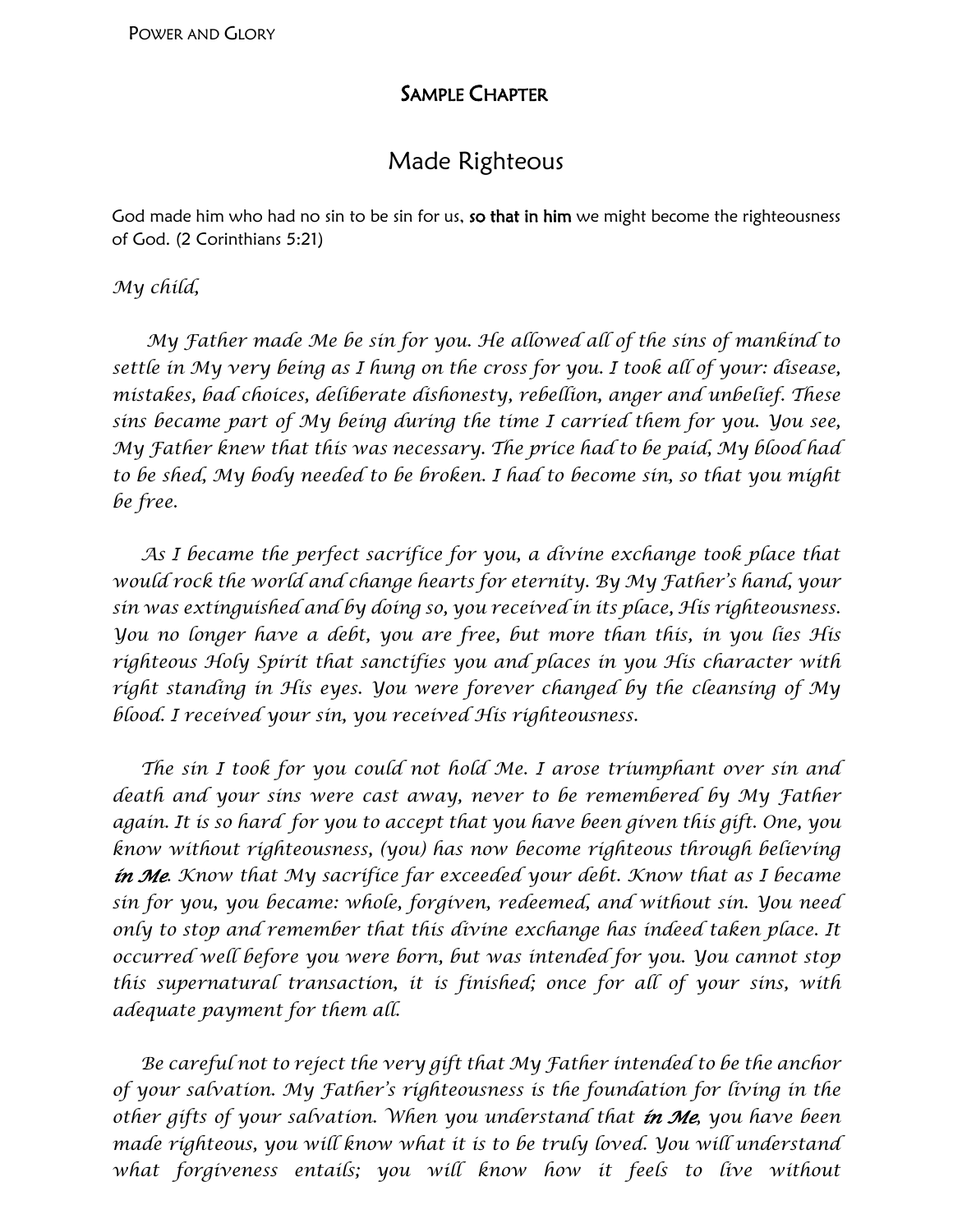## Sample Chapter

# Made Righteous

God made him who had no sin to be sin for us, **so that in him** we might become the righteousness of God. (2 Corinthians 5:21)

*My child,*

*My Father made Me be sin for you. He allowed all of the sins of mankind to settle in My very being as I hung on the cross for you. I took all of your: disease, mistakes, bad choices, deliberate dishonesty, rebellion, anger and unbelief. These sins became part of My being during the time I carried them for you. You see, My Father knew that this was necessary. The price had to be paid, My blood had to be shed, My body needed to be broken. I had to become sin, so that you might be free.*

*As I became the perfect sacrifice for you, a divine exchange took place that would rock the world and change hearts for eternity. By My Father's hand, your sin was extinguished and by doing so, you received in its place, His righteousness. You no longer have a debt, you are free, but more than this, in you lies His righteous Holy Spirit that sanctifies you and places in you His character with right standing in His eyes. You were forever changed by the cleansing of My blood. I received your sin, you received His righteousness.*

*The sin I took for you could not hold Me. I arose triumphant over sin and death and your sins were cast away, never to be remembered by My Father again. It is so hard for you to accept that you have been given this gift. One, you know without righteousness, (you) has now become righteous through believing **in Me**. Know that My sacrifice far exceeded your debt. Know that as I became sin for you, you became: whole, forgiven, redeemed, and without sin. You need only to stop and remember that this divine exchange has indeed taken place. It occurred well before you were born, but was intended for you. You cannot stop this supernatural transaction, it is finished; once for all of your sins, with adequate payment for them all.*

*Be careful not to reject the very gift that My Father intended to be the anchor of your salvation. My Father's righteousness is the foundation for living in the other gifts of your salvation. When you understand that **in Me**, you have been made righteous, you will know what it is to be truly loved. You will understand what forgiveness entails; you will know how it feels to live without*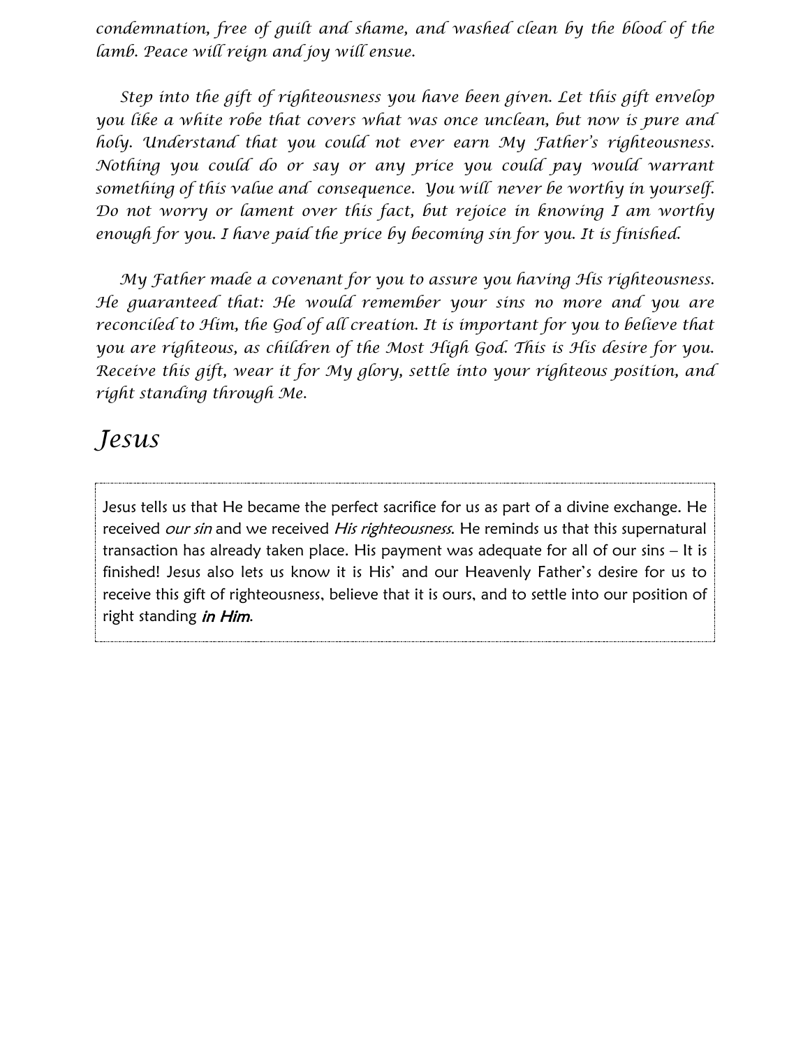*condemnation, free of guilt and shame, and washed clean by the blood of the lamb. Peace will reign and joy will ensue.*

*Step into the gift of righteousness you have been given. Let this gift envelop you like a white robe that covers what was once unclean, but now is pure and holy. Understand that you could not ever earn My Father's righteousness. Nothing you could do or say or any price you could pay would warrant something of this value and consequence. You will never be worthy in yourself. Do not worry or lament over this fact, but rejoice in knowing I am worthy enough for you. I have paid the price by becoming sin for you. It is finished.*

*My Father made a covenant for you to assure you having His righteousness. He guaranteed that: He would remember your sins no more and you are reconciled to Him, the God of all creation. It is important for you to believe that you are righteous, as children of the Most High God. This is His desire for you. Receive this gift, wear it for My glory, settle into your righteous position, and right standing through Me.*

## *Jesus*

Jesus tells us that He became the perfect sacrifice for us as part of a divine exchange. He received *our sin* and we received *His righteousness*. He reminds us that this supernatural transaction has already taken place. His payment was adequate for all of our sins – It is finished! Jesus also lets us know it is His' and our Heavenly Father's desire for us to receive this gift of righteousness, believe that it is ours, and to settle into our position of right standing ***in Him***.